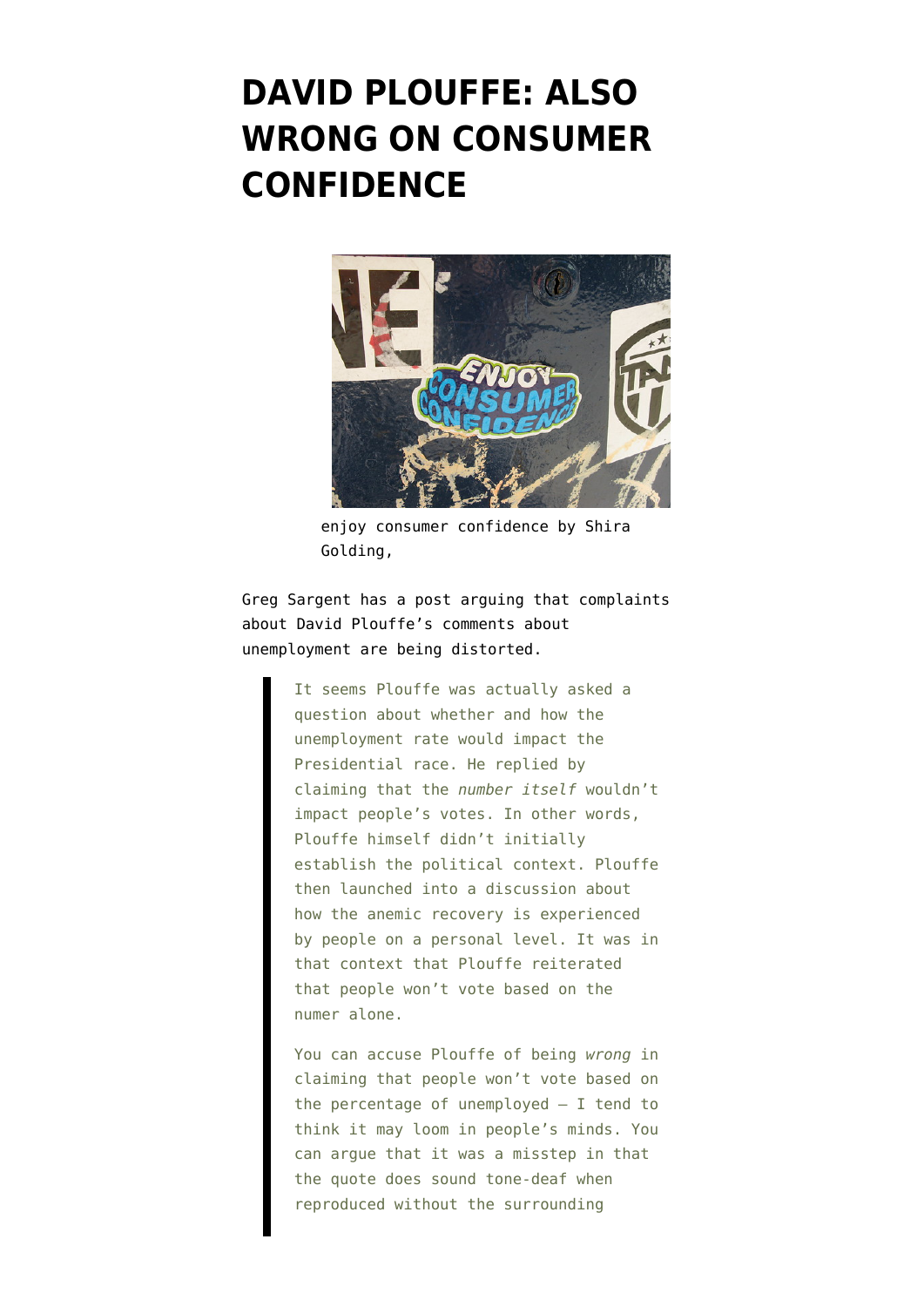# DAVID PLOUFFE: ALSO WRONG ON CONSUMER CONFIDENCE

enjoy consumer confidence by Shira Golding,

Greg Sargent has a post arguing that complaints about David Plouffe's comments about unemployment are being distorted.

> It seems Plouffe was actually asked a question about whether and how the unemployment rate would impact the Presidential race. He replied by claiming that the *number itself* wouldn't impact people's votes. In other words, Plouffe himself didn't initially establish the political context. Plouffe then launched into a discussion about how the anemic recovery is experienced by people on a personal level. It was in that context that Plouffe reiterated that people won't vote based on the numer alone.
>
> You can accuse Plouffe of being *wrong* in claiming that people won't vote based on the percentage of unemployed — I tend to think it may loom in people's minds. You can argue that it was a misstep in that the quote does sound tone-deaf when reproduced without the surrounding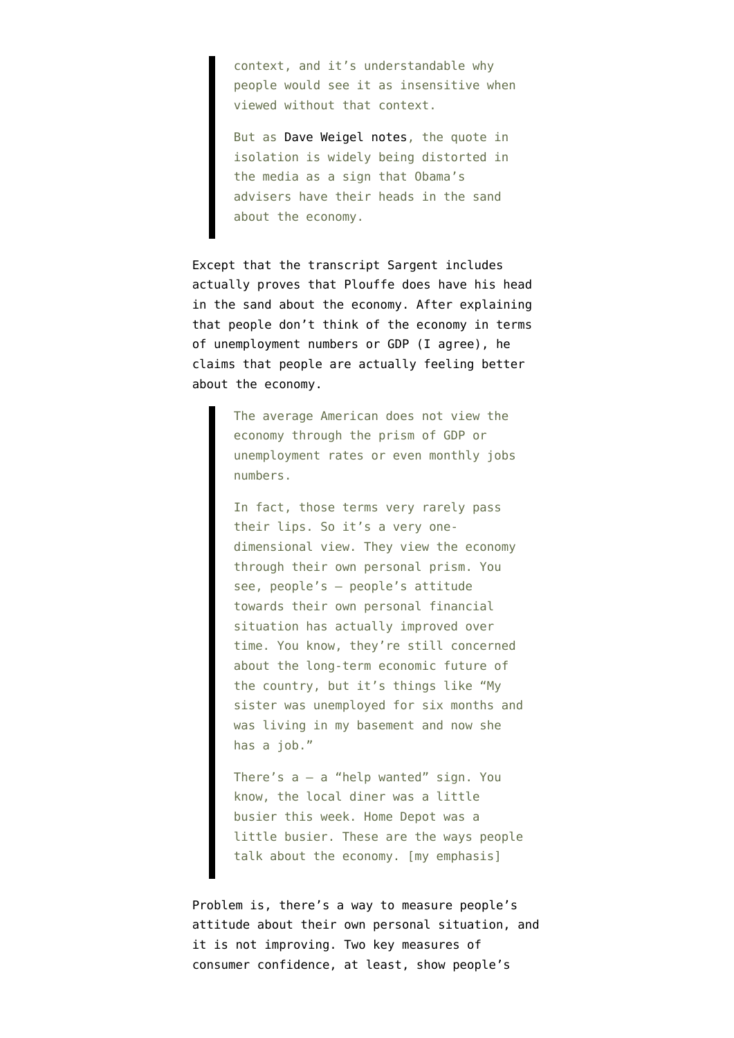> context, and it's understandable why people would see it as insensitive when viewed without that context.
>
> But as Dave Weigel notes, the quote in isolation is widely being distorted in the media as a sign that Obama's advisers have their heads in the sand about the economy.

Except that the transcript Sargent includes actually proves that Plouffe does have his head in the sand about the economy. After explaining that people don't think of the economy in terms of unemployment numbers or GDP (I agree), he claims that people are actually feeling better about the economy.

> The average American does not view the economy through the prism of GDP or unemployment rates or even monthly jobs numbers.
>
> In fact, those terms very rarely pass their lips. So it's a very one-dimensional view. They view the economy through their own personal prism. You see, people's — people's attitude towards their own personal financial situation has actually improved over time. You know, they're still concerned about the long-term economic future of the country, but it's things like "My sister was unemployed for six months and was living in my basement and now she has a job."
>
> There's a — a "help wanted" sign. You know, the local diner was a little busier this week. Home Depot was a little busier. These are the ways people talk about the economy. [my emphasis]

Problem is, there's a way to measure people's attitude about their own personal situation, and it is not improving. Two key measures of consumer confidence, at least, show people's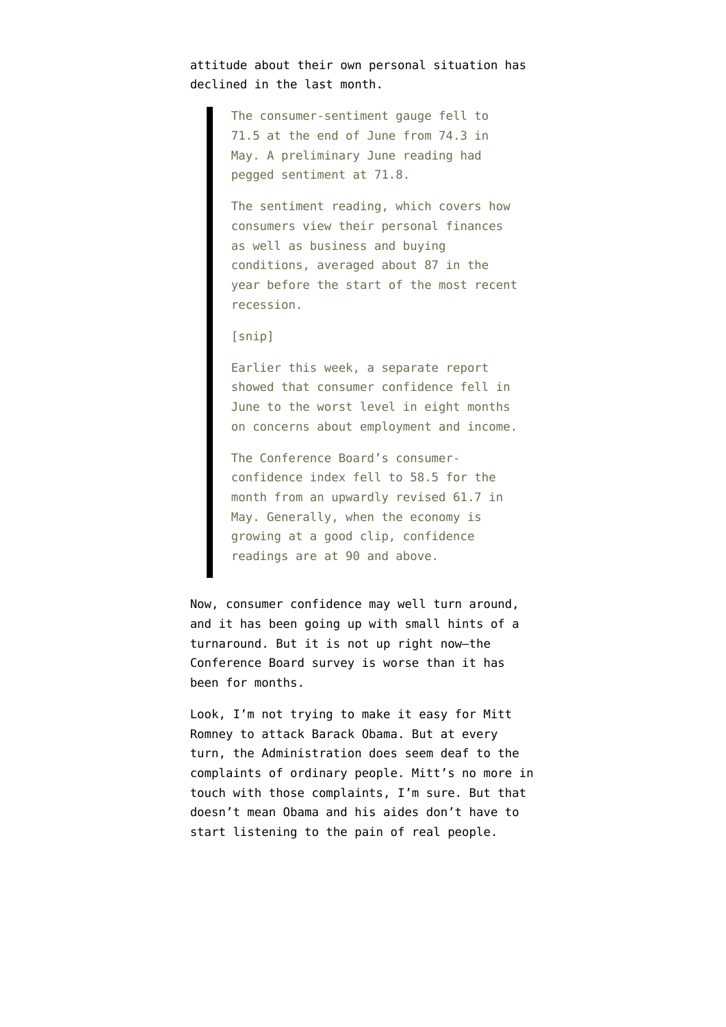attitude about their own personal situation has declined in the last month.

> The consumer-sentiment gauge fell to 71.5 at the end of June from 74.3 in May. A preliminary June reading had pegged sentiment at 71.8.
>
> The sentiment reading, which covers how consumers view their personal finances as well as business and buying conditions, averaged about 87 in the year before the start of the most recent recession.
>
> [snip]
>
> Earlier this week, a separate report showed that consumer confidence fell in June to the worst level in eight months on concerns about employment and income.
>
> The Conference Board's consumer-confidence index fell to 58.5 for the month from an upwardly revised 61.7 in May. Generally, when the economy is growing at a good clip, confidence readings are at 90 and above.

Now, consumer confidence may well turn around, and it has been going up with small hints of a turnaround. But it is not up right now—the Conference Board survey is worse than it has been for months.

Look, I'm not trying to make it easy for Mitt Romney to attack Barack Obama. But at every turn, the Administration does seem deaf to the complaints of ordinary people. Mitt's no more in touch with those complaints, I'm sure. But that doesn't mean Obama and his aides don't have to start listening to the pain of real people.